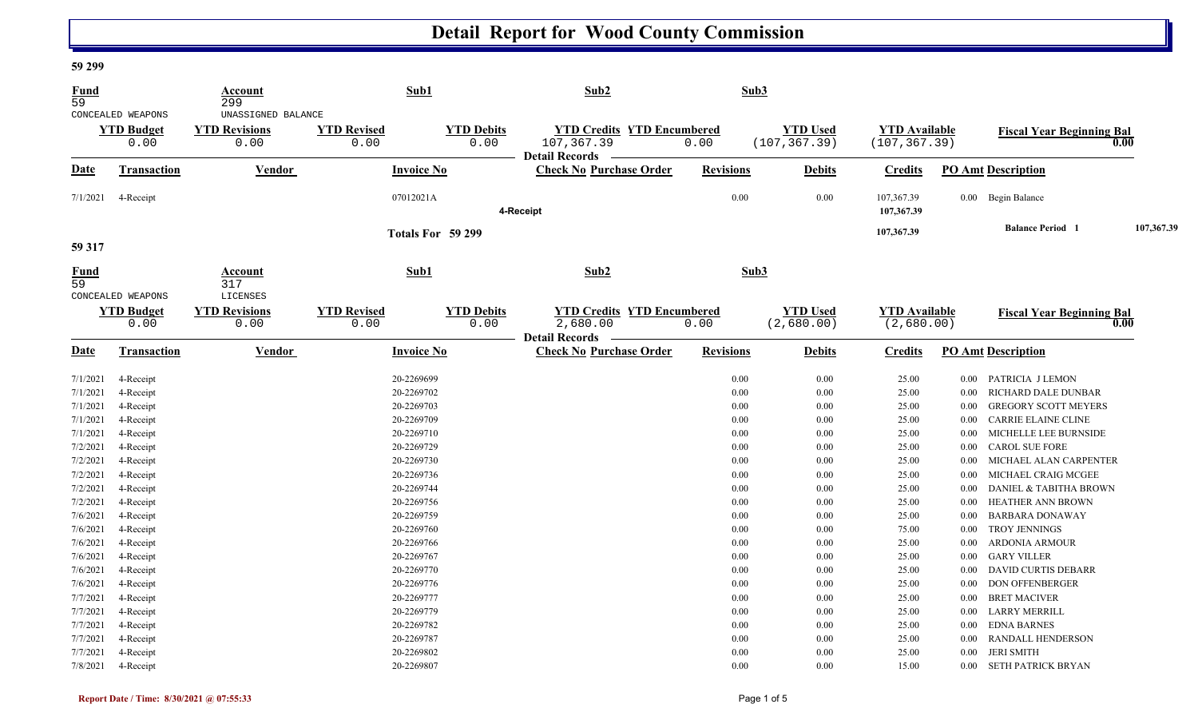# Detail Report for Wood County Commission

**59 299**

| Fund | Account | Sub1 | Sub2 | Sub3 |
|---|---|---|---|---|
| 59 | 299 | | | |
| CONCEALED WEAPONS | UNASSIGNED BALANCE | | | |

| YTD Budget | YTD Revisions | YTD Revised | YTD Debits | YTD Credits | YTD Encumbered | YTD Used | YTD Available | Fiscal Year Beginning Bal |
|---|---|---|---|---|---|---|---|---|
| 0.00 | 0.00 | 0.00 | 0.00 | 107,367.39 | 0.00 | (107,367.39) | (107,367.39) | 0.00 |

**Detail Records**

| Date | Transaction | Vendor | Invoice No | Check No | Purchase Order | Revisions | Debits | Credits | PO Amt | Description |
|---|---|---|---|---|---|---|---|---|---|---|
| 7/1/2021 | 4-Receipt | | 07012021A | | | 0.00 | 0.00 | 107,367.39 | 0.00 | Begin Balance |
| | | | | 4-Receipt | | | | 107,367.39 | | |
| | | | Totals For 59 299 | | | | | 107,367.39 | | Balance Period 1 107,367.39 |

**59 317**

| Fund | Account | Sub1 | Sub2 | Sub3 |
|---|---|---|---|---|
| 59 | 317 | | | |
| CONCEALED WEAPONS | LICENSES | | | |

| YTD Budget | YTD Revisions | YTD Revised | YTD Debits | YTD Credits | YTD Encumbered | YTD Used | YTD Available | Fiscal Year Beginning Bal |
|---|---|---|---|---|---|---|---|---|
| 0.00 | 0.00 | 0.00 | 0.00 | 2,680.00 | 0.00 | (2,680.00) | (2,680.00) | 0.00 |

**Detail Records**

| Date | Transaction | Vendor | Invoice No | Check No | Purchase Order | Revisions | Debits | Credits | PO Amt | Description |
|---|---|---|---|---|---|---|---|---|---|---|
| 7/1/2021 | 4-Receipt | | 20-2269699 | | | 0.00 | 0.00 | 25.00 | 0.00 | PATRICIA J LEMON |
| 7/1/2021 | 4-Receipt | | 20-2269702 | | | 0.00 | 0.00 | 25.00 | 0.00 | RICHARD DALE DUNBAR |
| 7/1/2021 | 4-Receipt | | 20-2269703 | | | 0.00 | 0.00 | 25.00 | 0.00 | GREGORY SCOTT MEYERS |
| 7/1/2021 | 4-Receipt | | 20-2269709 | | | 0.00 | 0.00 | 25.00 | 0.00 | CARRIE ELAINE CLINE |
| 7/1/2021 | 4-Receipt | | 20-2269710 | | | 0.00 | 0.00 | 25.00 | 0.00 | MICHELLE LEE BURNSIDE |
| 7/2/2021 | 4-Receipt | | 20-2269729 | | | 0.00 | 0.00 | 25.00 | 0.00 | CAROL SUE FORE |
| 7/2/2021 | 4-Receipt | | 20-2269730 | | | 0.00 | 0.00 | 25.00 | 0.00 | MICHAEL ALAN CARPENTER |
| 7/2/2021 | 4-Receipt | | 20-2269736 | | | 0.00 | 0.00 | 25.00 | 0.00 | MICHAEL CRAIG MCGEE |
| 7/2/2021 | 4-Receipt | | 20-2269744 | | | 0.00 | 0.00 | 25.00 | 0.00 | DANIEL & TABITHA BROWN |
| 7/2/2021 | 4-Receipt | | 20-2269756 | | | 0.00 | 0.00 | 25.00 | 0.00 | HEATHER ANN BROWN |
| 7/6/2021 | 4-Receipt | | 20-2269759 | | | 0.00 | 0.00 | 25.00 | 0.00 | BARBARA DONAWAY |
| 7/6/2021 | 4-Receipt | | 20-2269760 | | | 0.00 | 0.00 | 75.00 | 0.00 | TROY JENNINGS |
| 7/6/2021 | 4-Receipt | | 20-2269766 | | | 0.00 | 0.00 | 25.00 | 0.00 | ARDONIA ARMOUR |
| 7/6/2021 | 4-Receipt | | 20-2269767 | | | 0.00 | 0.00 | 25.00 | 0.00 | GARY VILLER |
| 7/6/2021 | 4-Receipt | | 20-2269770 | | | 0.00 | 0.00 | 25.00 | 0.00 | DAVID CURTIS DEBARR |
| 7/6/2021 | 4-Receipt | | 20-2269776 | | | 0.00 | 0.00 | 25.00 | 0.00 | DON OFFENBERGER |
| 7/7/2021 | 4-Receipt | | 20-2269777 | | | 0.00 | 0.00 | 25.00 | 0.00 | BRET MACIVER |
| 7/7/2021 | 4-Receipt | | 20-2269779 | | | 0.00 | 0.00 | 25.00 | 0.00 | LARRY MERRILL |
| 7/7/2021 | 4-Receipt | | 20-2269782 | | | 0.00 | 0.00 | 25.00 | 0.00 | EDNA BARNES |
| 7/7/2021 | 4-Receipt | | 20-2269787 | | | 0.00 | 0.00 | 25.00 | 0.00 | RANDALL HENDERSON |
| 7/7/2021 | 4-Receipt | | 20-2269802 | | | 0.00 | 0.00 | 25.00 | 0.00 | JERI SMITH |
| 7/8/2021 | 4-Receipt | | 20-2269807 | | | 0.00 | 0.00 | 15.00 | 0.00 | SETH PATRICK BRYAN |

Report Date / Time: 8/30/2021 @ 07:55:33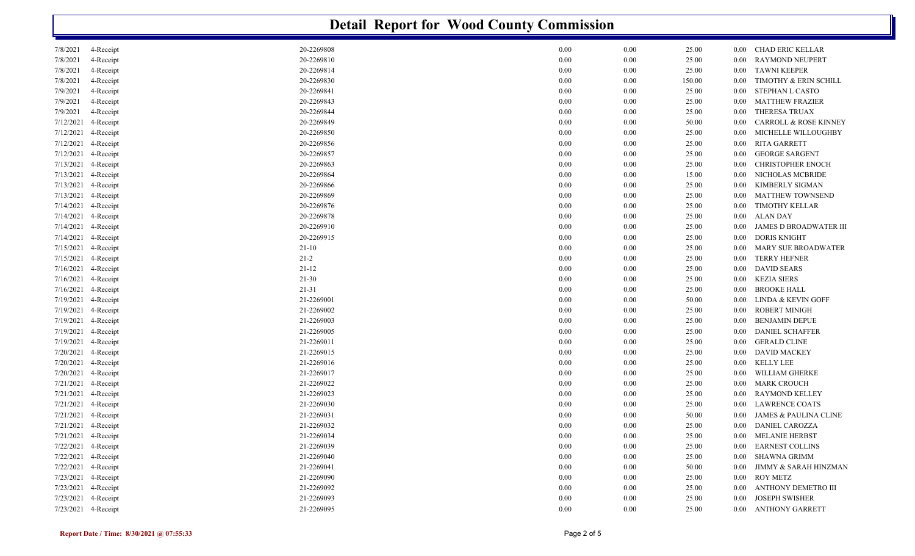# Detail Report for Wood County Commission

| | | | | | | | |
|---|---|---|---|---|---|---|---|
| 7/8/2021 | 4-Receipt | 20-2269808 | 0.00 | 0.00 | 25.00 | 0.00 | CHAD ERIC KELLAR |
| 7/8/2021 | 4-Receipt | 20-2269810 | 0.00 | 0.00 | 25.00 | 0.00 | RAYMOND NEUPERT |
| 7/8/2021 | 4-Receipt | 20-2269814 | 0.00 | 0.00 | 25.00 | 0.00 | TAWNI KEEPER |
| 7/8/2021 | 4-Receipt | 20-2269830 | 0.00 | 0.00 | 150.00 | 0.00 | TIMOTHY & ERIN SCHILL |
| 7/9/2021 | 4-Receipt | 20-2269841 | 0.00 | 0.00 | 25.00 | 0.00 | STEPHAN L CASTO |
| 7/9/2021 | 4-Receipt | 20-2269843 | 0.00 | 0.00 | 25.00 | 0.00 | MATTHEW FRAZIER |
| 7/9/2021 | 4-Receipt | 20-2269844 | 0.00 | 0.00 | 25.00 | 0.00 | THERESA TRUAX |
| 7/12/2021 | 4-Receipt | 20-2269849 | 0.00 | 0.00 | 50.00 | 0.00 | CARROLL & ROSE KINNEY |
| 7/12/2021 | 4-Receipt | 20-2269850 | 0.00 | 0.00 | 25.00 | 0.00 | MICHELLE WILLOUGHBY |
| 7/12/2021 | 4-Receipt | 20-2269856 | 0.00 | 0.00 | 25.00 | 0.00 | RITA GARRETT |
| 7/12/2021 | 4-Receipt | 20-2269857 | 0.00 | 0.00 | 25.00 | 0.00 | GEORGE SARGENT |
| 7/13/2021 | 4-Receipt | 20-2269863 | 0.00 | 0.00 | 25.00 | 0.00 | CHRISTOPHER ENOCH |
| 7/13/2021 | 4-Receipt | 20-2269864 | 0.00 | 0.00 | 15.00 | 0.00 | NICHOLAS MCBRIDE |
| 7/13/2021 | 4-Receipt | 20-2269866 | 0.00 | 0.00 | 25.00 | 0.00 | KIMBERLY SIGMAN |
| 7/13/2021 | 4-Receipt | 20-2269869 | 0.00 | 0.00 | 25.00 | 0.00 | MATTHEW TOWNSEND |
| 7/14/2021 | 4-Receipt | 20-2269876 | 0.00 | 0.00 | 25.00 | 0.00 | TIMOTHY KELLAR |
| 7/14/2021 | 4-Receipt | 20-2269878 | 0.00 | 0.00 | 25.00 | 0.00 | ALAN DAY |
| 7/14/2021 | 4-Receipt | 20-2269910 | 0.00 | 0.00 | 25.00 | 0.00 | JAMES D BROADWATER III |
| 7/14/2021 | 4-Receipt | 20-2269915 | 0.00 | 0.00 | 25.00 | 0.00 | DORIS KNIGHT |
| 7/15/2021 | 4-Receipt | 21-10 | 0.00 | 0.00 | 25.00 | 0.00 | MARY SUE BROADWATER |
| 7/15/2021 | 4-Receipt | 21-2 | 0.00 | 0.00 | 25.00 | 0.00 | TERRY HEFNER |
| 7/16/2021 | 4-Receipt | 21-12 | 0.00 | 0.00 | 25.00 | 0.00 | DAVID SEARS |
| 7/16/2021 | 4-Receipt | 21-30 | 0.00 | 0.00 | 25.00 | 0.00 | KEZIA SIERS |
| 7/16/2021 | 4-Receipt | 21-31 | 0.00 | 0.00 | 25.00 | 0.00 | BROOKE HALL |
| 7/19/2021 | 4-Receipt | 21-2269001 | 0.00 | 0.00 | 50.00 | 0.00 | LINDA & KEVIN GOFF |
| 7/19/2021 | 4-Receipt | 21-2269002 | 0.00 | 0.00 | 25.00 | 0.00 | ROBERT MINIGH |
| 7/19/2021 | 4-Receipt | 21-2269003 | 0.00 | 0.00 | 25.00 | 0.00 | BENJAMIN DEPUE |
| 7/19/2021 | 4-Receipt | 21-2269005 | 0.00 | 0.00 | 25.00 | 0.00 | DANIEL SCHAFFER |
| 7/19/2021 | 4-Receipt | 21-2269011 | 0.00 | 0.00 | 25.00 | 0.00 | GERALD CLINE |
| 7/20/2021 | 4-Receipt | 21-2269015 | 0.00 | 0.00 | 25.00 | 0.00 | DAVID MACKEY |
| 7/20/2021 | 4-Receipt | 21-2269016 | 0.00 | 0.00 | 25.00 | 0.00 | KELLY LEE |
| 7/20/2021 | 4-Receipt | 21-2269017 | 0.00 | 0.00 | 25.00 | 0.00 | WILLIAM GHERKE |
| 7/21/2021 | 4-Receipt | 21-2269022 | 0.00 | 0.00 | 25.00 | 0.00 | MARK CROUCH |
| 7/21/2021 | 4-Receipt | 21-2269023 | 0.00 | 0.00 | 25.00 | 0.00 | RAYMOND KELLEY |
| 7/21/2021 | 4-Receipt | 21-2269030 | 0.00 | 0.00 | 25.00 | 0.00 | LAWRENCE COATS |
| 7/21/2021 | 4-Receipt | 21-2269031 | 0.00 | 0.00 | 50.00 | 0.00 | JAMES & PAULINA CLINE |
| 7/21/2021 | 4-Receipt | 21-2269032 | 0.00 | 0.00 | 25.00 | 0.00 | DANIEL CAROZZA |
| 7/21/2021 | 4-Receipt | 21-2269034 | 0.00 | 0.00 | 25.00 | 0.00 | MELANIE HERBST |
| 7/22/2021 | 4-Receipt | 21-2269039 | 0.00 | 0.00 | 25.00 | 0.00 | EARNEST COLLINS |
| 7/22/2021 | 4-Receipt | 21-2269040 | 0.00 | 0.00 | 25.00 | 0.00 | SHAWNA GRIMM |
| 7/22/2021 | 4-Receipt | 21-2269041 | 0.00 | 0.00 | 50.00 | 0.00 | JIMMY & SARAH HINZMAN |
| 7/23/2021 | 4-Receipt | 21-2269090 | 0.00 | 0.00 | 25.00 | 0.00 | ROY METZ |
| 7/23/2021 | 4-Receipt | 21-2269092 | 0.00 | 0.00 | 25.00 | 0.00 | ANTHONY DEMETRO III |
| 7/23/2021 | 4-Receipt | 21-2269093 | 0.00 | 0.00 | 25.00 | 0.00 | JOSEPH SWISHER |
| 7/23/2021 | 4-Receipt | 21-2269095 | 0.00 | 0.00 | 25.00 | 0.00 | ANTHONY GARRETT |

**Report Date / Time: 8/30/2021 @ 07:55:33**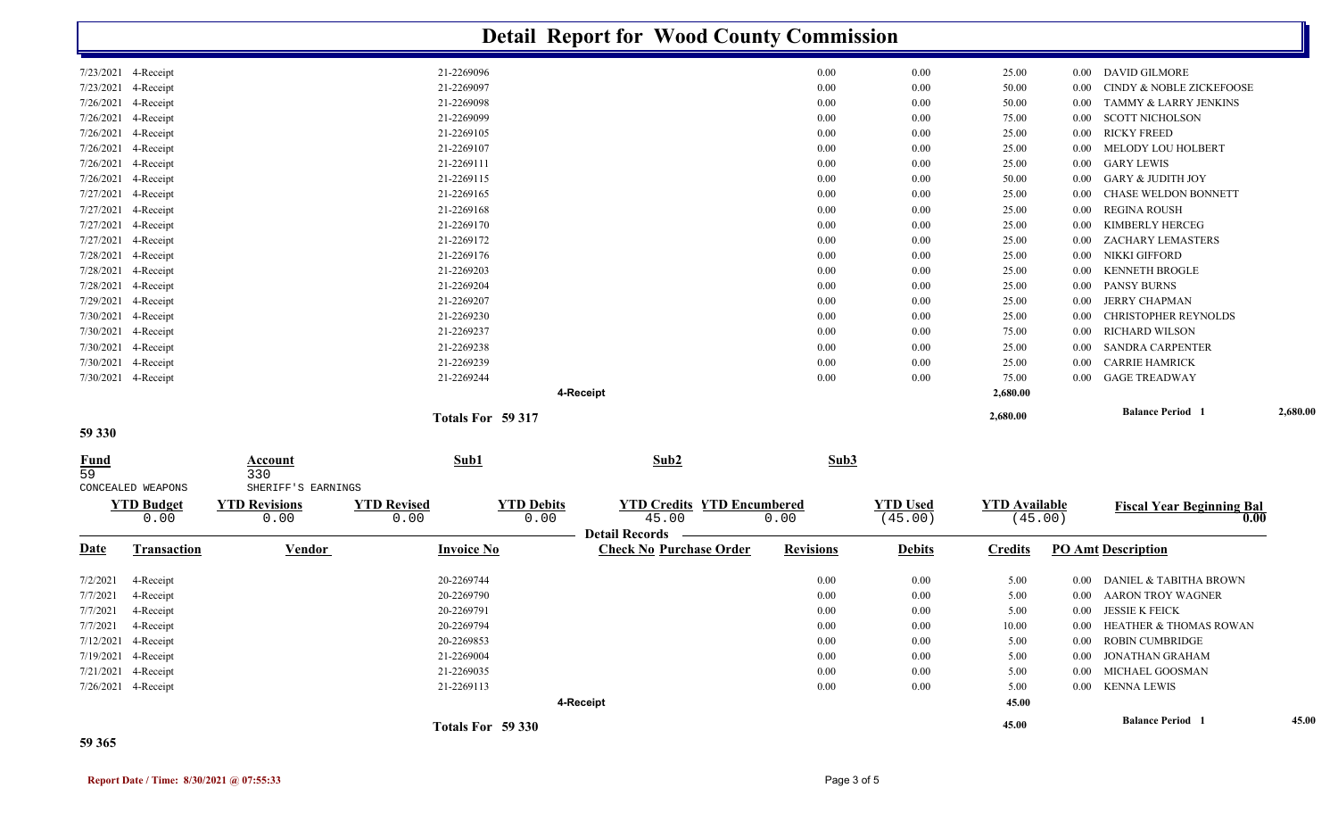# Detail Report for Wood County Commission

| Date | Transaction | Vendor | Invoice No | Check No | Purchase Order | Revisions | Debits | Credits | PO Amt | Description |
|---|---|---|---|---|---|---|---|---|---|---|
| 7/23/2021 | 4-Receipt | | 21-2269096 | | | 0.00 | 0.00 | 25.00 | 0.00 | DAVID GILMORE |
| 7/23/2021 | 4-Receipt | | 21-2269097 | | | 0.00 | 0.00 | 50.00 | 0.00 | CINDY & NOBLE ZICKEFOOSE |
| 7/26/2021 | 4-Receipt | | 21-2269098 | | | 0.00 | 0.00 | 50.00 | 0.00 | TAMMY & LARRY JENKINS |
| 7/26/2021 | 4-Receipt | | 21-2269099 | | | 0.00 | 0.00 | 75.00 | 0.00 | SCOTT NICHOLSON |
| 7/26/2021 | 4-Receipt | | 21-2269105 | | | 0.00 | 0.00 | 25.00 | 0.00 | RICKY FREED |
| 7/26/2021 | 4-Receipt | | 21-2269107 | | | 0.00 | 0.00 | 25.00 | 0.00 | MELODY LOU HOLBERT |
| 7/26/2021 | 4-Receipt | | 21-2269111 | | | 0.00 | 0.00 | 25.00 | 0.00 | GARY LEWIS |
| 7/26/2021 | 4-Receipt | | 21-2269115 | | | 0.00 | 0.00 | 50.00 | 0.00 | GARY & JUDITH JOY |
| 7/27/2021 | 4-Receipt | | 21-2269165 | | | 0.00 | 0.00 | 25.00 | 0.00 | CHASE WELDON BONNETT |
| 7/27/2021 | 4-Receipt | | 21-2269168 | | | 0.00 | 0.00 | 25.00 | 0.00 | REGINA ROUSH |
| 7/27/2021 | 4-Receipt | | 21-2269170 | | | 0.00 | 0.00 | 25.00 | 0.00 | KIMBERLY HERCEG |
| 7/27/2021 | 4-Receipt | | 21-2269172 | | | 0.00 | 0.00 | 25.00 | 0.00 | ZACHARY LEMASTERS |
| 7/28/2021 | 4-Receipt | | 21-2269176 | | | 0.00 | 0.00 | 25.00 | 0.00 | NIKKI GIFFORD |
| 7/28/2021 | 4-Receipt | | 21-2269203 | | | 0.00 | 0.00 | 25.00 | 0.00 | KENNETH BROGLE |
| 7/28/2021 | 4-Receipt | | 21-2269204 | | | 0.00 | 0.00 | 25.00 | 0.00 | PANSY BURNS |
| 7/29/2021 | 4-Receipt | | 21-2269207 | | | 0.00 | 0.00 | 25.00 | 0.00 | JERRY CHAPMAN |
| 7/30/2021 | 4-Receipt | | 21-2269230 | | | 0.00 | 0.00 | 25.00 | 0.00 | CHRISTOPHER REYNOLDS |
| 7/30/2021 | 4-Receipt | | 21-2269237 | | | 0.00 | 0.00 | 75.00 | 0.00 | RICHARD WILSON |
| 7/30/2021 | 4-Receipt | | 21-2269238 | | | 0.00 | 0.00 | 25.00 | 0.00 | SANDRA CARPENTER |
| 7/30/2021 | 4-Receipt | | 21-2269239 | | | 0.00 | 0.00 | 25.00 | 0.00 | CARRIE HAMRICK |
| 7/30/2021 | 4-Receipt | | 21-2269244 | | | 0.00 | 0.00 | 75.00 | 0.00 | GAGE TREADWAY |
| | | | | **4-Receipt** | | | | **2,680.00** | | |

**Totals For 59 317** — **2,680.00** — **Balance Period 1** — **2,680.00**

## 59 330

| Fund | Account | Sub1 | Sub2 | Sub3 |
|---|---|---|---|---|
| 59 | 330 | | | |
| CONCEALED WEAPONS | SHERIFF'S EARNINGS | | | |

| YTD Budget | YTD Revisions | YTD Revised | YTD Debits | YTD Credits | YTD Encumbered | YTD Used | YTD Available | Fiscal Year Beginning Bal |
|---|---|---|---|---|---|---|---|---|
| 0.00 | 0.00 | 0.00 | 0.00 | 45.00 | 0.00 | (45.00) | (45.00) | 0.00 |

**Detail Records**

| Date | Transaction | Vendor | Invoice No | Check No | Purchase Order | Revisions | Debits | Credits | PO Amt | Description |
|---|---|---|---|---|---|---|---|---|---|---|
| 7/2/2021 | 4-Receipt | | 20-2269744 | | | 0.00 | 0.00 | 5.00 | 0.00 | DANIEL & TABITHA BROWN |
| 7/7/2021 | 4-Receipt | | 20-2269790 | | | 0.00 | 0.00 | 5.00 | 0.00 | AARON TROY WAGNER |
| 7/7/2021 | 4-Receipt | | 20-2269791 | | | 0.00 | 0.00 | 5.00 | 0.00 | JESSIE K FEICK |
| 7/7/2021 | 4-Receipt | | 20-2269794 | | | 0.00 | 0.00 | 10.00 | 0.00 | HEATHER & THOMAS ROWAN |
| 7/12/2021 | 4-Receipt | | 20-2269853 | | | 0.00 | 0.00 | 5.00 | 0.00 | ROBIN CUMBRIDGE |
| 7/19/2021 | 4-Receipt | | 21-2269004 | | | 0.00 | 0.00 | 5.00 | 0.00 | JONATHAN GRAHAM |
| 7/21/2021 | 4-Receipt | | 21-2269035 | | | 0.00 | 0.00 | 5.00 | 0.00 | MICHAEL GOOSMAN |
| 7/26/2021 | 4-Receipt | | 21-2269113 | | | 0.00 | 0.00 | 5.00 | 0.00 | KENNA LEWIS |
| | | | | **4-Receipt** | | | | **45.00** | | |

**Totals For 59 330** — **45.00** — **Balance Period 1** — **45.00**

## 59 365

**Report Date / Time: 8/30/2021 @ 07:55:33**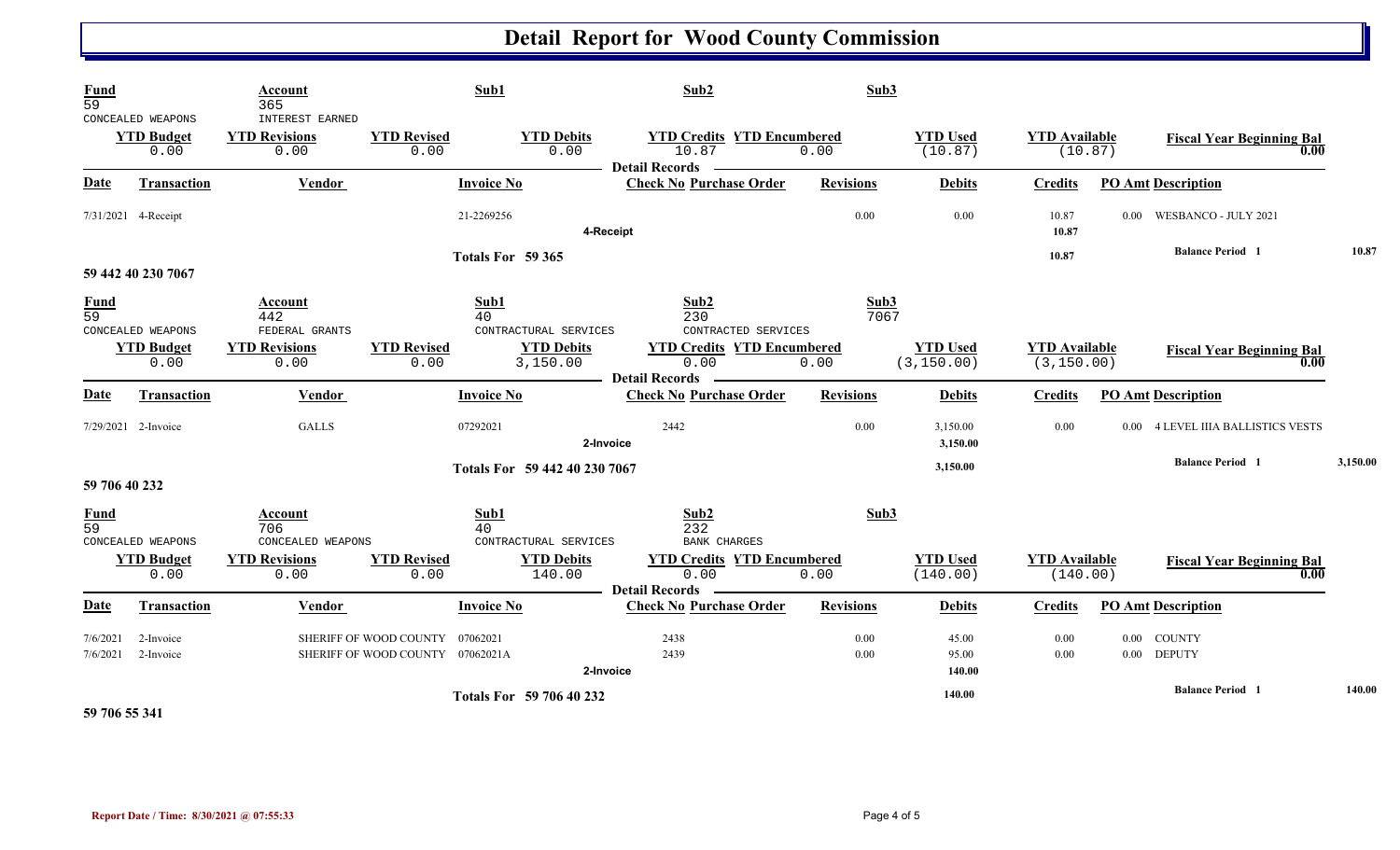# Detail Report for Wood County Commission

| Fund | Account | Sub1 | Sub2 | Sub3 |
|---|---|---|---|---|
| 59 | 365 | | | |
| CONCEALED WEAPONS | INTEREST EARNED | | | |

| YTD Budget | YTD Revisions | YTD Revised | YTD Debits | YTD Credits | YTD Encumbered | YTD Used | YTD Available | Fiscal Year Beginning Bal |
|---|---|---|---|---|---|---|---|---|
| 0.00 | 0.00 | 0.00 | 0.00 | 10.87 | 0.00 | (10.87) | (10.87) | 0.00 |

**Detail Records**

| Date | Transaction | Vendor | Invoice No | Check No | Purchase Order | Revisions | Debits | Credits | PO Amt | Description |
|---|---|---|---|---|---|---|---|---|---|---|
| 7/31/2021 | 4-Receipt | | 21-2269256 | | | 0.00 | 0.00 | 10.87 | 0.00 | WESBANCO - JULY 2021 |
| | | | 4-Receipt | | | | | 10.87 | | |
| | | | Totals For 59 365 | | | | | 10.87 | | Balance Period 1 10.87 |

## 59 442 40 230 7067

| Fund | Account | Sub1 | Sub2 | Sub3 |
|---|---|---|---|---|
| 59 | 442 | 40 | 230 | 7067 |
| CONCEALED WEAPONS | FEDERAL GRANTS | CONTRACTURAL SERVICES | CONTRACTED SERVICES | |

| YTD Budget | YTD Revisions | YTD Revised | YTD Debits | YTD Credits | YTD Encumbered | YTD Used | YTD Available | Fiscal Year Beginning Bal |
|---|---|---|---|---|---|---|---|---|
| 0.00 | 0.00 | 0.00 | 3,150.00 | 0.00 | 0.00 | (3,150.00) | (3,150.00) | 0.00 |

**Detail Records**

| Date | Transaction | Vendor | Invoice No | Check No | Purchase Order | Revisions | Debits | Credits | PO Amt | Description |
|---|---|---|---|---|---|---|---|---|---|---|
| 7/29/2021 | 2-Invoice | GALLS | 07292021 | 2442 | | 0.00 | 3,150.00 | 0.00 | 0.00 | 4 LEVEL IIIA BALLISTICS VESTS |
| | | | 2-Invoice | | | | 3,150.00 | | | |
| | | | Totals For 59 442 40 230 7067 | | | | 3,150.00 | | | Balance Period 1 3,150.00 |

## 59 706 40 232

| Fund | Account | Sub1 | Sub2 | Sub3 |
|---|---|---|---|---|
| 59 | 706 | 40 | 232 | |
| CONCEALED WEAPONS | CONCEALED WEAPONS | CONTRACTURAL SERVICES | BANK CHARGES | |

| YTD Budget | YTD Revisions | YTD Revised | YTD Debits | YTD Credits | YTD Encumbered | YTD Used | YTD Available | Fiscal Year Beginning Bal |
|---|---|---|---|---|---|---|---|---|
| 0.00 | 0.00 | 0.00 | 140.00 | 0.00 | 0.00 | (140.00) | (140.00) | 0.00 |

**Detail Records**

| Date | Transaction | Vendor | Invoice No | Check No | Purchase Order | Revisions | Debits | Credits | PO Amt | Description |
|---|---|---|---|---|---|---|---|---|---|---|
| 7/6/2021 | 2-Invoice | SHERIFF OF WOOD COUNTY | 07062021 | 2438 | | 0.00 | 45.00 | 0.00 | 0.00 | COUNTY |
| 7/6/2021 | 2-Invoice | SHERIFF OF WOOD COUNTY | 07062021A | 2439 | | 0.00 | 95.00 | 0.00 | 0.00 | DEPUTY |
| | | | 2-Invoice | | | | 140.00 | | | |
| | | | Totals For 59 706 40 232 | | | | 140.00 | | | Balance Period 1 140.00 |

## 59 706 55 341

**Report Date / Time: 8/30/2021 @ 07:55:33**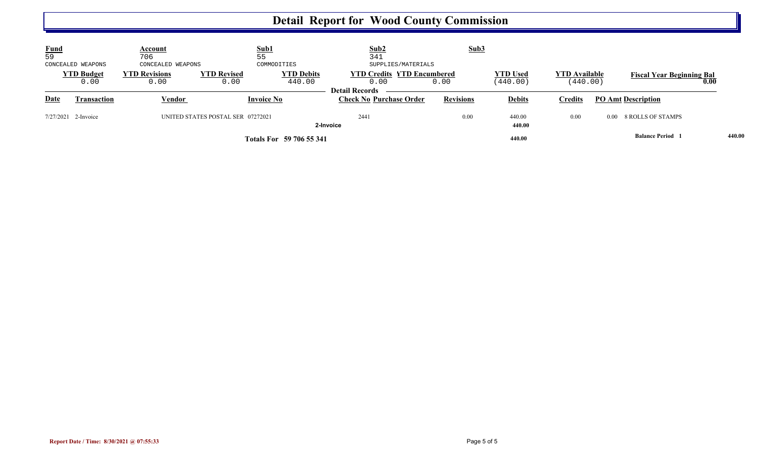# Detail Report for Wood County Commission

| Fund | Account | Sub1 | Sub2 | Sub3 |
|---|---|---|---|---|
| 59 | 706 | 55 | 341 | |
| CONCEALED WEAPONS | CONCEALED WEAPONS | COMMODITIES | SUPPLIES/MATERIALS | |

| YTD Budget | YTD Revisions | YTD Revised | YTD Debits | YTD Credits | YTD Encumbered | YTD Used | YTD Available | Fiscal Year Beginning Bal |
|---|---|---|---|---|---|---|---|---|
| 0.00 | 0.00 | 0.00 | 440.00 | 0.00 | 0.00 | (440.00) | (440.00) | 0.00 |

**Detail Records**

| Date | Transaction | Vendor | Invoice No | Check No | Purchase Order | Revisions | Debits | Credits | PO Amt | Description |
|---|---|---|---|---|---|---|---|---|---|---|
| 7/27/2021 | 2-Invoice | UNITED STATES POSTAL SER | 07272021 | 2441 | | 0.00 | 440.00 | 0.00 | 0.00 | 8 ROLLS OF STAMPS |
| | | | 2-Invoice | | | | 440.00 | | | |
| | | | **Totals For 59 706 55 341** | | | | **440.00** | | | **Balance Period 1** 440.00 |

**Report Date / Time: 8/30/2021 @ 07:55:33**